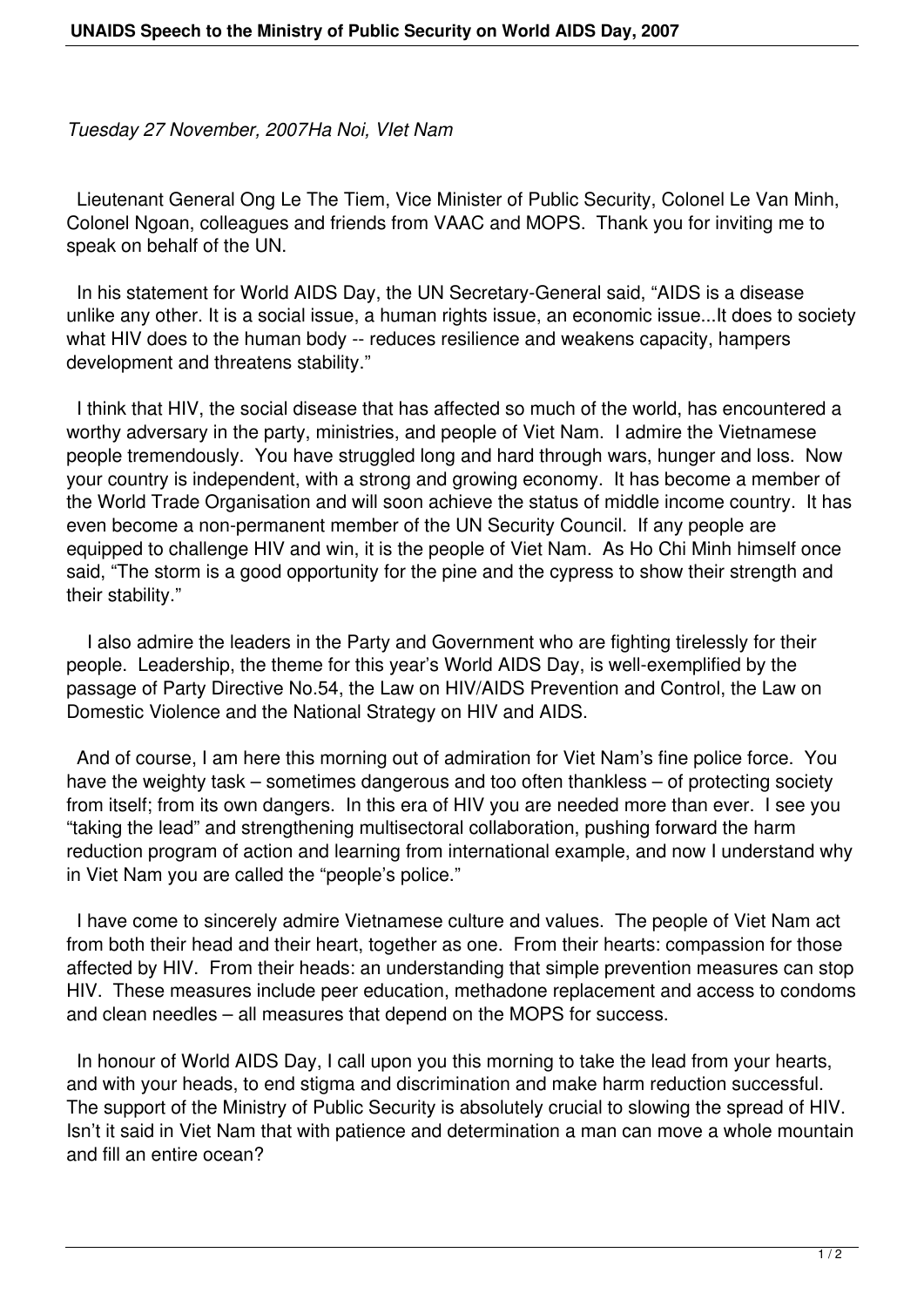*Tuesday 27 November, 2007Ha Noi, VIet Nam*

Lieutenant General Ong Le The Tiem, Vice Minister of Public Security, Colonel Le Van Minh, Colonel Ngoan, colleagues and friends from VAAC and MOPS. Thank you for inviting me to speak on behalf of the UN.

In his statement for World AIDS Day, the UN Secretary-General said, "AIDS is a disease unlike any other. It is a social issue, a human rights issue, an economic issue...It does to society what HIV does to the human body -- reduces resilience and weakens capacity, hampers development and threatens stability."

I think that HIV, the social disease that has affected so much of the world, has encountered a worthy adversary in the party, ministries, and people of Viet Nam. I admire the Vietnamese people tremendously. You have struggled long and hard through wars, hunger and loss. Now your country is independent, with a strong and growing economy. It has become a member of the World Trade Organisation and will soon achieve the status of middle income country. It has even become a non-permanent member of the UN Security Council. If any people are equipped to challenge HIV and win, it is the people of Viet Nam. As Ho Chi Minh himself once said, "The storm is a good opportunity for the pine and the cypress to show their strength and their stability."

I also admire the leaders in the Party and Government who are fighting tirelessly for their people. Leadership, the theme for this year's World AIDS Day, is well-exemplified by the passage of Party Directive No.54, the Law on HIV/AIDS Prevention and Control, the Law on Domestic Violence and the National Strategy on HIV and AIDS.

And of course, I am here this morning out of admiration for Viet Nam's fine police force. You have the weighty task – sometimes dangerous and too often thankless – of protecting society from itself; from its own dangers. In this era of HIV you are needed more than ever. I see you "taking the lead" and strengthening multisectoral collaboration, pushing forward the harm reduction program of action and learning from international example, and now I understand why in Viet Nam you are called the "people's police."

I have come to sincerely admire Vietnamese culture and values. The people of Viet Nam act from both their head and their heart, together as one. From their hearts: compassion for those affected by HIV. From their heads: an understanding that simple prevention measures can stop HIV. These measures include peer education, methadone replacement and access to condoms and clean needles – all measures that depend on the MOPS for success.

In honour of World AIDS Day, I call upon you this morning to take the lead from your hearts, and with your heads, to end stigma and discrimination and make harm reduction successful. The support of the Ministry of Public Security is absolutely crucial to slowing the spread of HIV. Isn't it said in Viet Nam that with patience and determination a man can move a whole mountain and fill an entire ocean?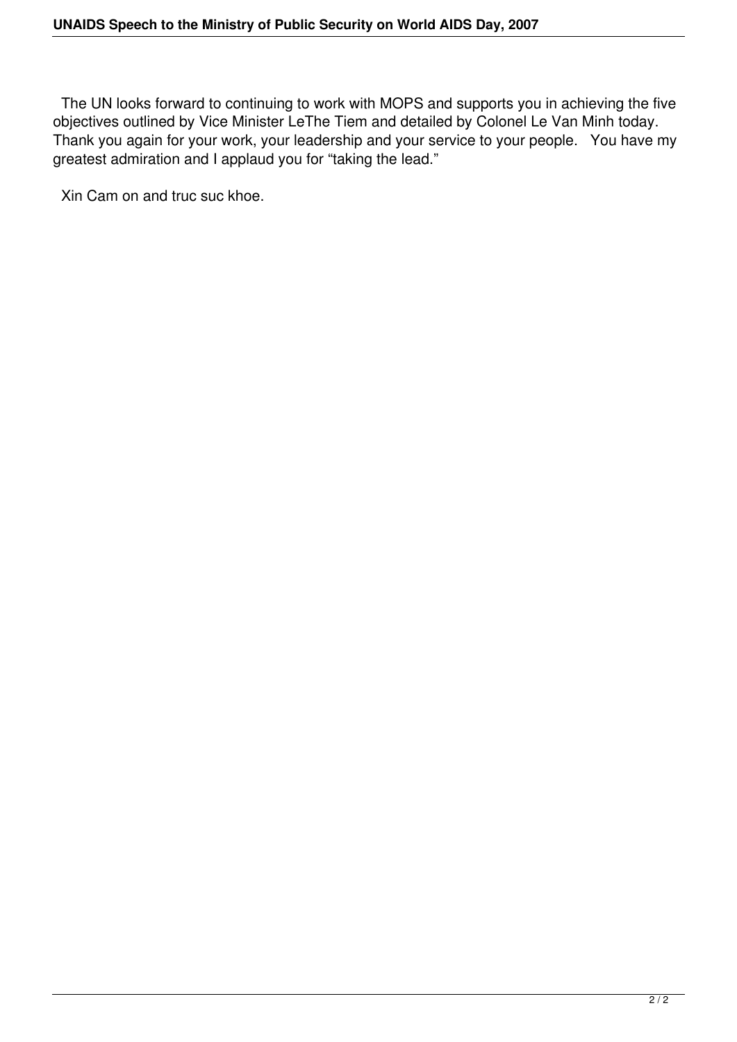The UN looks forward to continuing to work with MOPS and supports you in achieving the five objectives outlined by Vice Minister LeThe Tiem and detailed by Colonel Le Van Minh today. Thank you again for your work, your leadership and your service to your people. You have my greatest admiration and I applaud you for "taking the lead."

Xin Cam on and truc suc khoe.